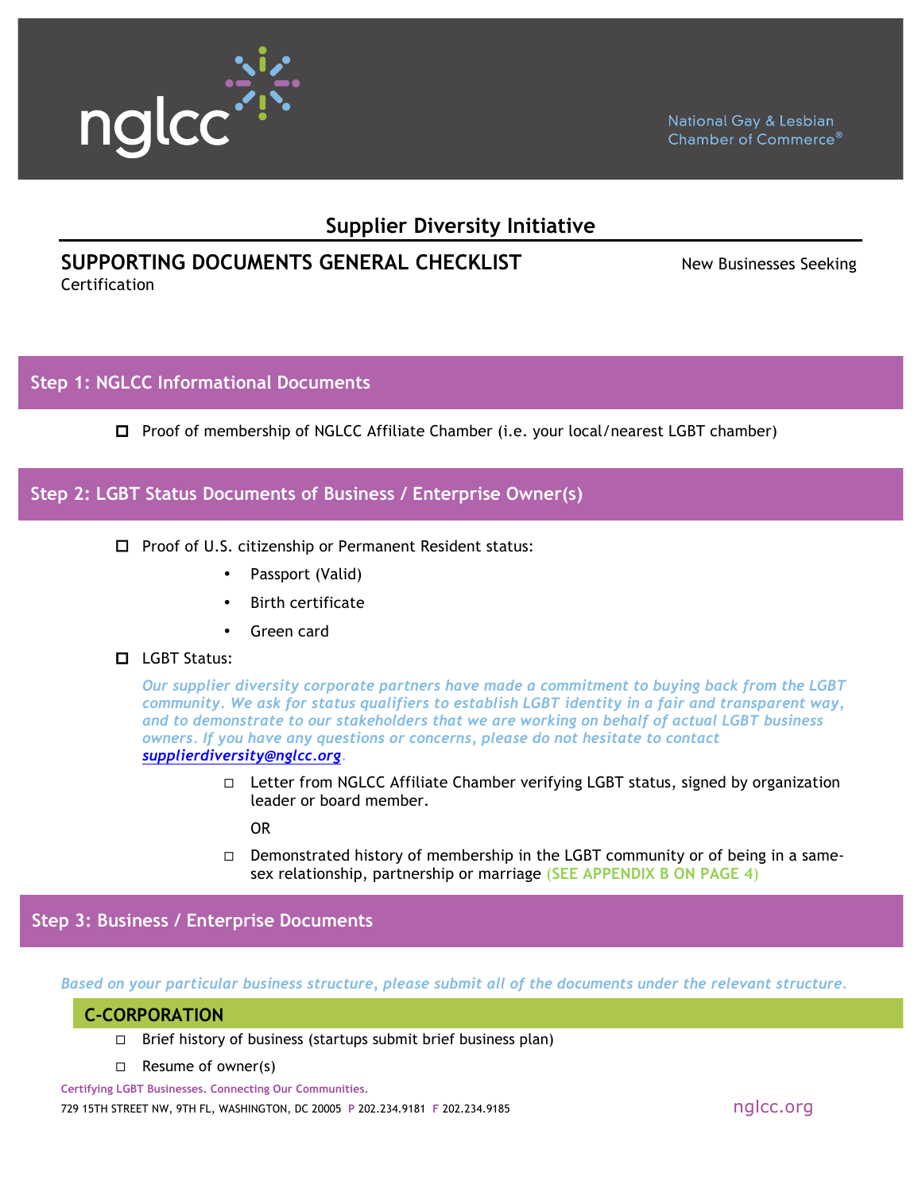nglcc

National Gay & Lesbian Chamber of Commerce®

# Supplier Diversity Initiative

## SUPPORTING DOCUMENTS GENERAL CHECKLIST

New Businesses Seeking Certification

## Step 1: NGLCC Informational Documents

- ☐ Proof of membership of NGLCC Affiliate Chamber (i.e. your local/nearest LGBT chamber)

## Step 2: LGBT Status Documents of Business / Enterprise Owner(s)

- ☐ Proof of U.S. citizenship or Permanent Resident status:
  - Passport (Valid)
  - Birth certificate
  - Green card
- ☐ LGBT Status:

  *Our supplier diversity corporate partners have made a commitment to buying back from the LGBT community. We ask for status qualifiers to establish LGBT identity in a fair and transparent way, and to demonstrate to our stakeholders that we are working on behalf of actual LGBT business owners. If you have any questions or concerns, please do not hesitate to contact **supplierdiversity@nglcc.org**.*

  - ☐ Letter from NGLCC Affiliate Chamber verifying LGBT status, signed by organization leader or board member.

    OR

  - ☐ Demonstrated history of membership in the LGBT community or of being in a same-sex relationship, partnership or marriage **(SEE APPENDIX B ON PAGE 4)**

## Step 3: Business / Enterprise Documents

*Based on your particular business structure, please submit all of the documents under the relevant structure.*

### C-CORPORATION

- ☐ Brief history of business (startups submit brief business plan)
- ☐ Resume of owner(s)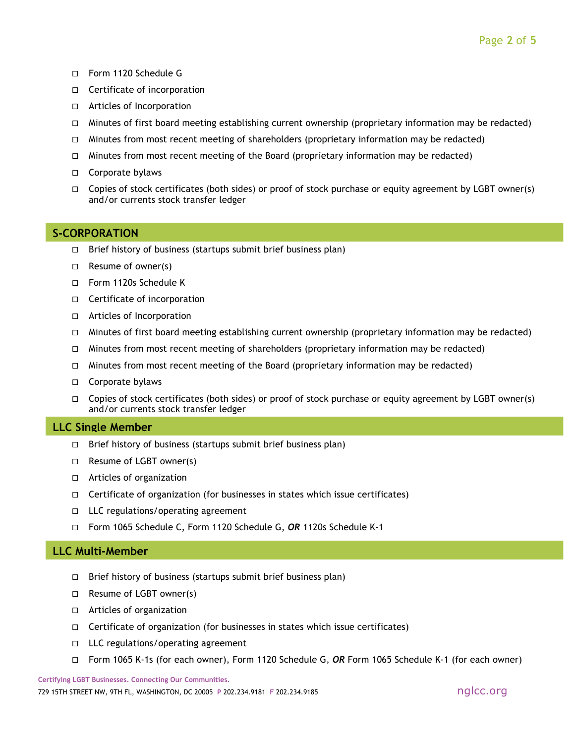- ☐ Form 1120 Schedule G
- ☐ Certificate of incorporation
- ☐ Articles of Incorporation
- ☐ Minutes of first board meeting establishing current ownership (proprietary information may be redacted)
- ☐ Minutes from most recent meeting of shareholders (proprietary information may be redacted)
- ☐ Minutes from most recent meeting of the Board (proprietary information may be redacted)
- ☐ Corporate bylaws
- ☐ Copies of stock certificates (both sides) or proof of stock purchase or equity agreement by LGBT owner(s) and/or currents stock transfer ledger

## S-CORPORATION

- ☐ Brief history of business (startups submit brief business plan)
- ☐ Resume of owner(s)
- ☐ Form 1120s Schedule K
- ☐ Certificate of incorporation
- ☐ Articles of Incorporation
- ☐ Minutes of first board meeting establishing current ownership (proprietary information may be redacted)
- ☐ Minutes from most recent meeting of shareholders (proprietary information may be redacted)
- ☐ Minutes from most recent meeting of the Board (proprietary information may be redacted)
- ☐ Corporate bylaws
- ☐ Copies of stock certificates (both sides) or proof of stock purchase or equity agreement by LGBT owner(s) and/or currents stock transfer ledger

## LLC Single Member

- ☐ Brief history of business (startups submit brief business plan)
- ☐ Resume of LGBT owner(s)
- ☐ Articles of organization
- ☐ Certificate of organization (for businesses in states which issue certificates)
- ☐ LLC regulations/operating agreement
- ☐ Form 1065 Schedule C, Form 1120 Schedule G, ***OR*** 1120s Schedule K-1

## LLC Multi-Member

- ☐ Brief history of business (startups submit brief business plan)
- ☐ Resume of LGBT owner(s)
- ☐ Articles of organization
- ☐ Certificate of organization (for businesses in states which issue certificates)
- ☐ LLC regulations/operating agreement
- ☐ Form 1065 K-1s (for each owner), Form 1120 Schedule G, ***OR*** Form 1065 Schedule K-1 (for each owner)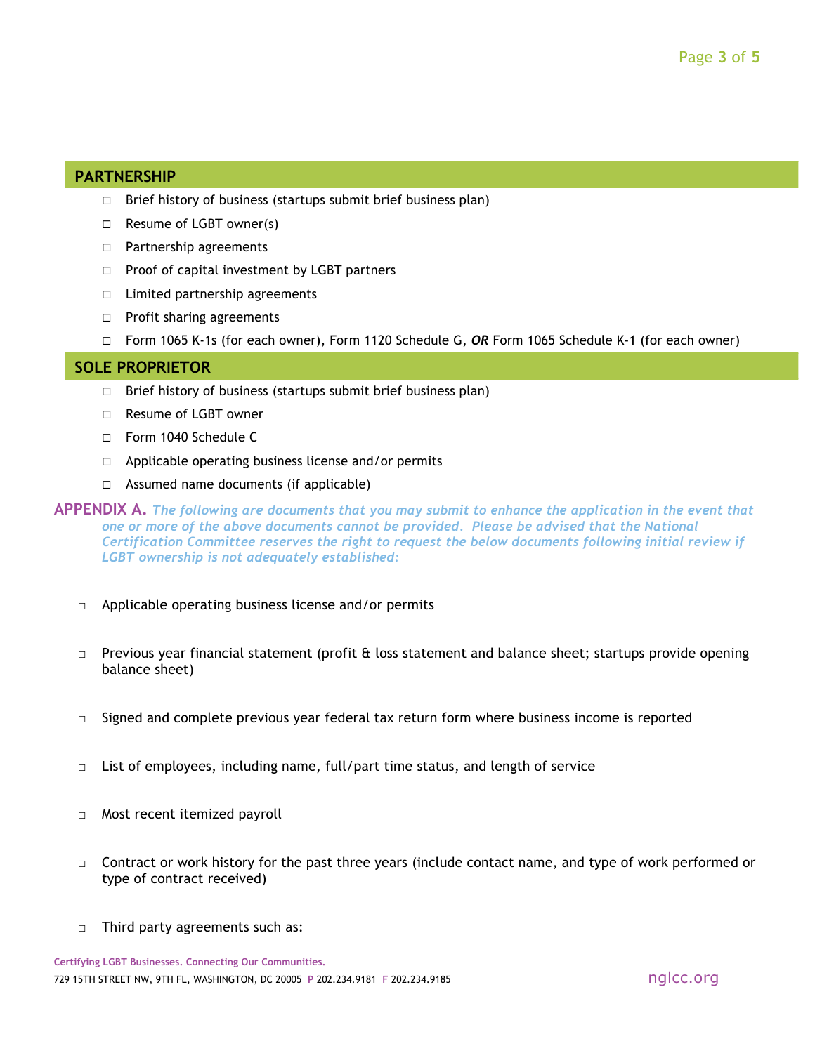## PARTNERSHIP

- ☐ Brief history of business (startups submit brief business plan)
- ☐ Resume of LGBT owner(s)
- ☐ Partnership agreements
- ☐ Proof of capital investment by LGBT partners
- ☐ Limited partnership agreements
- ☐ Profit sharing agreements
- ☐ Form 1065 K-1s (for each owner), Form 1120 Schedule G, ***OR*** Form 1065 Schedule K-1 (for each owner)

## SOLE PROPRIETOR

- ☐ Brief history of business (startups submit brief business plan)
- ☐ Resume of LGBT owner
- ☐ Form 1040 Schedule C
- ☐ Applicable operating business license and/or permits
- ☐ Assumed name documents (if applicable)

**APPENDIX A.** ***The following are documents that you may submit to enhance the application in the event that one or more of the above documents cannot be provided. Please be advised that the National Certification Committee reserves the right to request the below documents following initial review if LGBT ownership is not adequately established:***

- ☐ Applicable operating business license and/or permits
- ☐ Previous year financial statement (profit & loss statement and balance sheet; startups provide opening balance sheet)
- ☐ Signed and complete previous year federal tax return form where business income is reported
- ☐ List of employees, including name, full/part time status, and length of service
- ☐ Most recent itemized payroll
- ☐ Contract or work history for the past three years (include contact name, and type of work performed or type of contract received)
- ☐ Third party agreements such as: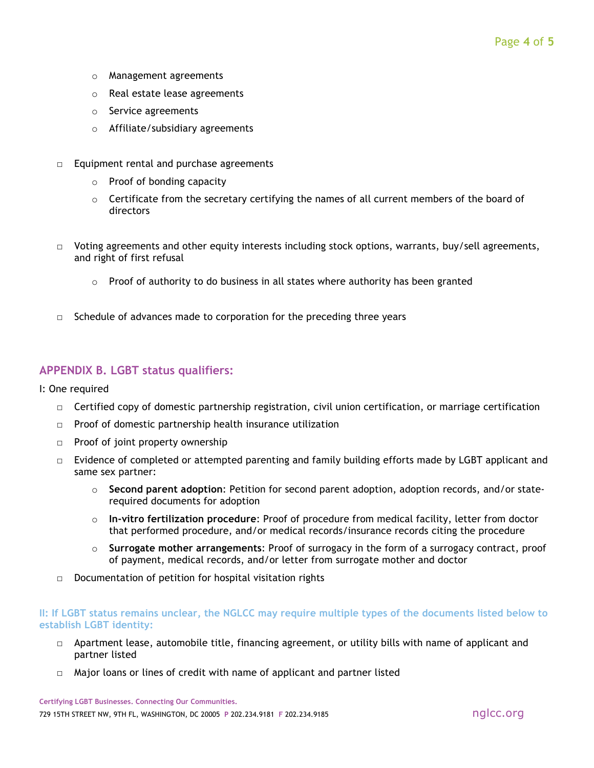- Management agreements
- Real estate lease agreements
- Service agreements
- Affiliate/subsidiary agreements

- Equipment rental and purchase agreements
  - Proof of bonding capacity
  - Certificate from the secretary certifying the names of all current members of the board of directors

- Voting agreements and other equity interests including stock options, warrants, buy/sell agreements, and right of first refusal
  - Proof of authority to do business in all states where authority has been granted

- Schedule of advances made to corporation for the preceding three years

## APPENDIX B. LGBT status qualifiers:

I: One required

- Certified copy of domestic partnership registration, civil union certification, or marriage certification
- Proof of domestic partnership health insurance utilization
- Proof of joint property ownership
- Evidence of completed or attempted parenting and family building efforts made by LGBT applicant and same sex partner:
  - **Second parent adoption**: Petition for second parent adoption, adoption records, and/or state-required documents for adoption
  - **In-vitro fertilization procedure**: Proof of procedure from medical facility, letter from doctor that performed procedure, and/or medical records/insurance records citing the procedure
  - **Surrogate mother arrangements**: Proof of surrogacy in the form of a surrogacy contract, proof of payment, medical records, and/or letter from surrogate mother and doctor
- Documentation of petition for hospital visitation rights

### II: If LGBT status remains unclear, the NGLCC may require multiple types of the documents listed below to establish LGBT identity:

- Apartment lease, automobile title, financing agreement, or utility bills with name of applicant and partner listed
- Major loans or lines of credit with name of applicant and partner listed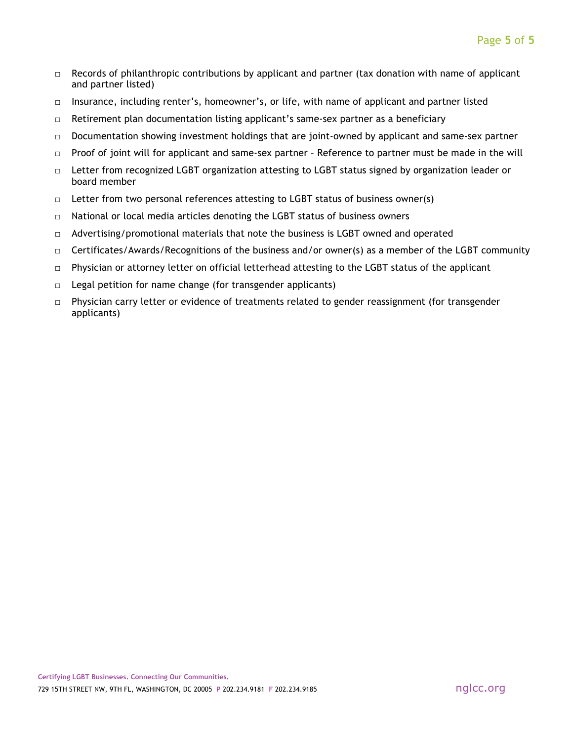- □ Records of philanthropic contributions by applicant and partner (tax donation with name of applicant and partner listed)
- □ Insurance, including renter's, homeowner's, or life, with name of applicant and partner listed
- □ Retirement plan documentation listing applicant's same-sex partner as a beneficiary
- □ Documentation showing investment holdings that are joint-owned by applicant and same-sex partner
- □ Proof of joint will for applicant and same-sex partner – Reference to partner must be made in the will
- □ Letter from recognized LGBT organization attesting to LGBT status signed by organization leader or board member
- □ Letter from two personal references attesting to LGBT status of business owner(s)
- □ National or local media articles denoting the LGBT status of business owners
- □ Advertising/promotional materials that note the business is LGBT owned and operated
- □ Certificates/Awards/Recognitions of the business and/or owner(s) as a member of the LGBT community
- □ Physician or attorney letter on official letterhead attesting to the LGBT status of the applicant
- □ Legal petition for name change (for transgender applicants)
- □ Physician carry letter or evidence of treatments related to gender reassignment (for transgender applicants)